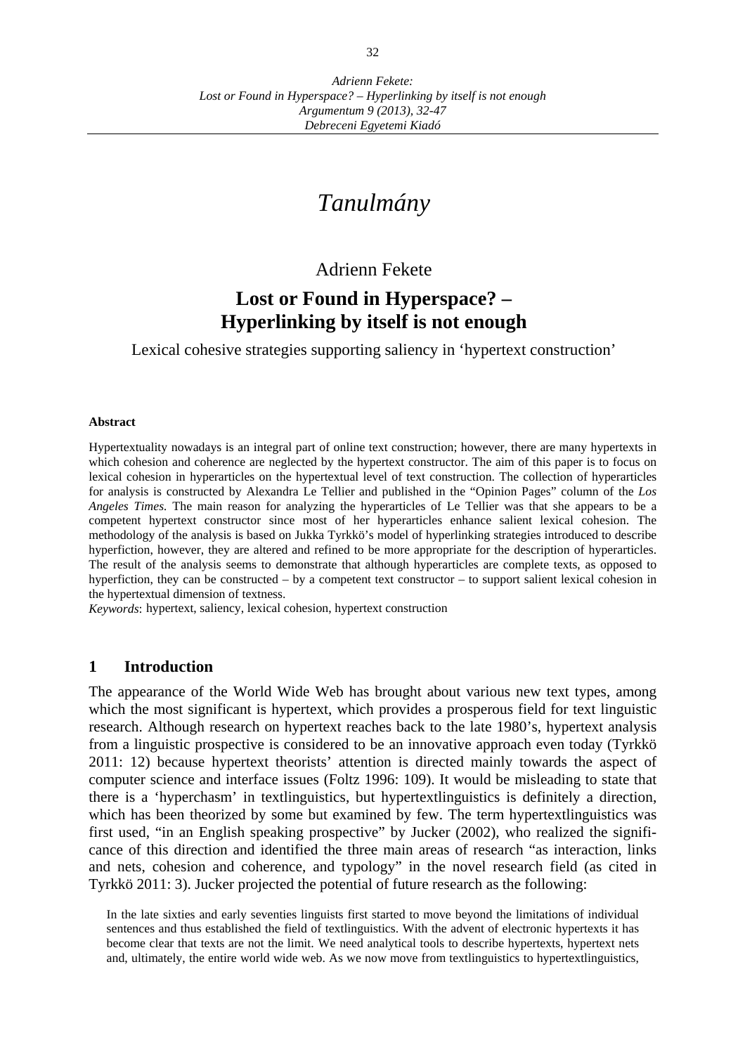# *Tanulmány*

Adrienn Fekete

## Lost or Found in Hyperspace? – Hyperlinking by itself is not enough

Lexical cohesive strategies supporting saliency in 'hypertext construction'

**Abstract**

Hypertextuality nowadays is an integral part of online text construction; however, there are many hypertexts in which cohesion and coherence are neglected by the hypertext constructor. The aim of this paper is to focus on lexical cohesion in hyperarticles on the hypertextual level of text construction. The collection of hyperarticles for analysis is constructed by Alexandra Le Tellier and published in the "Opinion Pages" column of the *Los Angeles Times*. The main reason for analyzing the hyperarticles of Le Tellier was that she appears to be a competent hypertext constructor since most of her hyperarticles enhance salient lexical cohesion. The methodology of the analysis is based on Jukka Tyrkkö's model of hyperlinking strategies introduced to describe hyperfiction, however, they are altered and refined to be more appropriate for the description of hyperarticles. The result of the analysis seems to demonstrate that although hyperarticles are complete texts, as opposed to hyperfiction, they can be constructed – by a competent text constructor – to support salient lexical cohesion in the hypertextual dimension of textness.

*Keywords*: hypertext, saliency, lexical cohesion, hypertext construction

## 1 Introduction

The appearance of the World Wide Web has brought about various new text types, among which the most significant is hypertext, which provides a prosperous field for text linguistic research. Although research on hypertext reaches back to the late 1980's, hypertext analysis from a linguistic prospective is considered to be an innovative approach even today (Tyrkkö 2011: 12) because hypertext theorists' attention is directed mainly towards the aspect of computer science and interface issues (Foltz 1996: 109). It would be misleading to state that there is a 'hyperchasm' in textlinguistics, but hypertextlinguistics is definitely a direction, which has been theorized by some but examined by few. The term hypertextlinguistics was first used, "in an English speaking prospective" by Jucker (2002), who realized the significance of this direction and identified the three main areas of research "as interaction, links and nets, cohesion and coherence, and typology" in the novel research field (as cited in Tyrkkö 2011: 3). Jucker projected the potential of future research as the following:

> In the late sixties and early seventies linguists first started to move beyond the limitations of individual sentences and thus established the field of textlinguistics. With the advent of electronic hypertexts it has become clear that texts are not the limit. We need analytical tools to describe hypertexts, hypertext nets and, ultimately, the entire world wide web. As we now move from textlinguistics to hypertextlinguistics,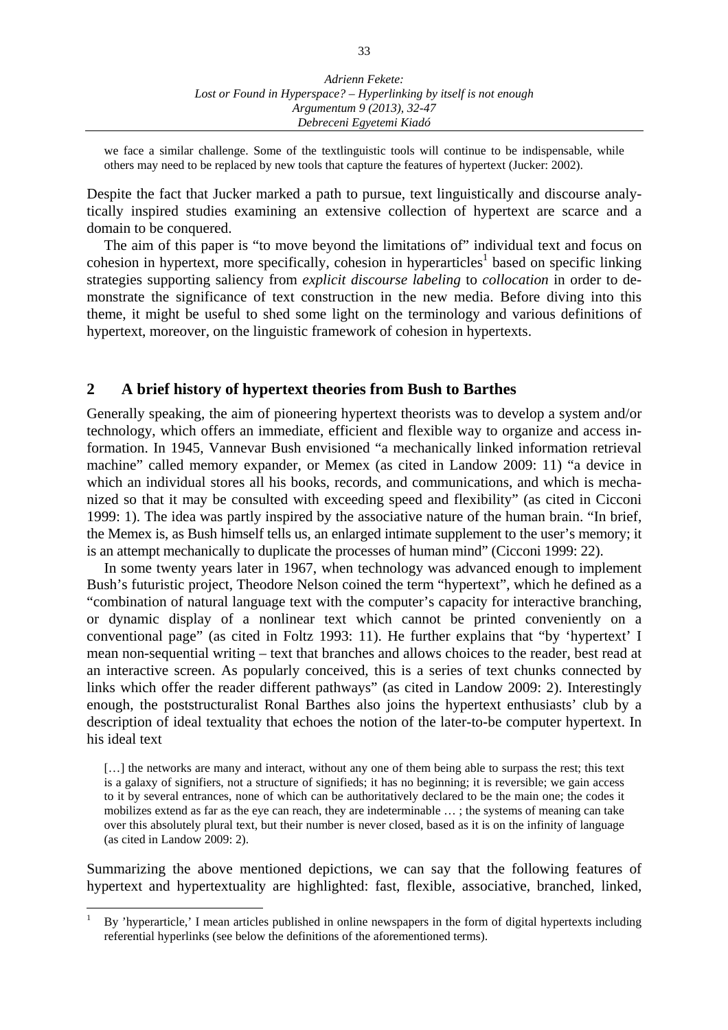> we face a similar challenge. Some of the textlinguistic tools will continue to be indispensable, while others may need to be replaced by new tools that capture the features of hypertext (Jucker: 2002).

Despite the fact that Jucker marked a path to pursue, text linguistically and discourse analytically inspired studies examining an extensive collection of hypertext are scarce and a domain to be conquered.

The aim of this paper is "to move beyond the limitations of" individual text and focus on cohesion in hypertext, more specifically, cohesion in hyperarticles[1] based on specific linking strategies supporting saliency from *explicit discourse labeling* to *collocation* in order to demonstrate the significance of text construction in the new media. Before diving into this theme, it might be useful to shed some light on the terminology and various definitions of hypertext, moreover, on the linguistic framework of cohesion in hypertexts.

## 2 A brief history of hypertext theories from Bush to Barthes

Generally speaking, the aim of pioneering hypertext theorists was to develop a system and/or technology, which offers an immediate, efficient and flexible way to organize and access information. In 1945, Vannevar Bush envisioned "a mechanically linked information retrieval machine" called memory expander, or Memex (as cited in Landow 2009: 11) "a device in which an individual stores all his books, records, and communications, and which is mechanized so that it may be consulted with exceeding speed and flexibility" (as cited in Cicconi 1999: 1). The idea was partly inspired by the associative nature of the human brain. "In brief, the Memex is, as Bush himself tells us, an enlarged intimate supplement to the user's memory; it is an attempt mechanically to duplicate the processes of human mind" (Cicconi 1999: 22).

In some twenty years later in 1967, when technology was advanced enough to implement Bush's futuristic project, Theodore Nelson coined the term "hypertext", which he defined as a "combination of natural language text with the computer's capacity for interactive branching, or dynamic display of a nonlinear text which cannot be printed conveniently on a conventional page" (as cited in Foltz 1993: 11). He further explains that "by 'hypertext' I mean non-sequential writing – text that branches and allows choices to the reader, best read at an interactive screen. As popularly conceived, this is a series of text chunks connected by links which offer the reader different pathways" (as cited in Landow 2009: 2). Interestingly enough, the poststructuralist Ronal Barthes also joins the hypertext enthusiasts' club by a description of ideal textuality that echoes the notion of the later-to-be computer hypertext. In his ideal text

> […] the networks are many and interact, without any one of them being able to surpass the rest; this text is a galaxy of signifiers, not a structure of signifieds; it has no beginning; it is reversible; we gain access to it by several entrances, none of which can be authoritatively declared to be the main one; the codes it mobilizes extend as far as the eye can reach, they are indeterminable … ; the systems of meaning can take over this absolutely plural text, but their number is never closed, based as it is on the infinity of language (as cited in Landow 2009: 2).

Summarizing the above mentioned depictions, we can say that the following features of hypertext and hypertextuality are highlighted: fast, flexible, associative, branched, linked,

---

[1] By 'hyperarticle,' I mean articles published in online newspapers in the form of digital hypertexts including referential hyperlinks (see below the definitions of the aforementioned terms).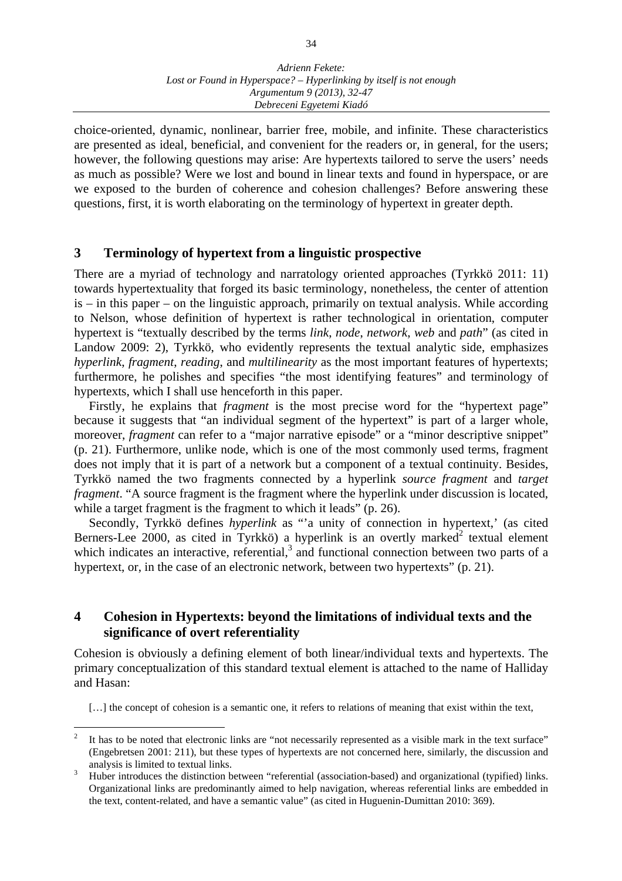choice-oriented, dynamic, nonlinear, barrier free, mobile, and infinite. These characteristics are presented as ideal, beneficial, and convenient for the readers or, in general, for the users; however, the following questions may arise: Are hypertexts tailored to serve the users' needs as much as possible? Were we lost and bound in linear texts and found in hyperspace, or are we exposed to the burden of coherence and cohesion challenges? Before answering these questions, first, it is worth elaborating on the terminology of hypertext in greater depth.

## 3 Terminology of hypertext from a linguistic prospective

There are a myriad of technology and narratology oriented approaches (Tyrkkö 2011: 11) towards hypertextuality that forged its basic terminology, nonetheless, the center of attention is – in this paper – on the linguistic approach, primarily on textual analysis. While according to Nelson, whose definition of hypertext is rather technological in orientation, computer hypertext is "textually described by the terms *link*, *node*, *network*, *web* and *path*" (as cited in Landow 2009: 2), Tyrkkö, who evidently represents the textual analytic side, emphasizes *hyperlink*, *fragment*, *reading*, and *multilinearity* as the most important features of hypertexts; furthermore, he polishes and specifies "the most identifying features" and terminology of hypertexts, which I shall use henceforth in this paper.

Firstly, he explains that *fragment* is the most precise word for the "hypertext page" because it suggests that "an individual segment of the hypertext" is part of a larger whole, moreover, *fragment* can refer to a "major narrative episode" or a "minor descriptive snippet" (p. 21). Furthermore, unlike node, which is one of the most commonly used terms, fragment does not imply that it is part of a network but a component of a textual continuity. Besides, Tyrkkö named the two fragments connected by a hyperlink *source fragment* and *target fragment*. "A source fragment is the fragment where the hyperlink under discussion is located, while a target fragment is the fragment to which it leads" (p. 26).

Secondly, Tyrkkö defines *hyperlink* as "'a unity of connection in hypertext,' (as cited Berners-Lee 2000, as cited in Tyrkkö) a hyperlink is an overtly marked[2] textual element which indicates an interactive, referential,[3] and functional connection between two parts of a hypertext, or, in the case of an electronic network, between two hypertexts" (p. 21).

## 4 Cohesion in Hypertexts: beyond the limitations of individual texts and the significance of overt referentiality

Cohesion is obviously a defining element of both linear/individual texts and hypertexts. The primary conceptualization of this standard textual element is attached to the name of Halliday and Hasan:

> […] the concept of cohesion is a semantic one, it refers to relations of meaning that exist within the text,

---

[2] It has to be noted that electronic links are "not necessarily represented as a visible mark in the text surface" (Engebretsen 2001: 211), but these types of hypertexts are not concerned here, similarly, the discussion and analysis is limited to textual links.

[3] Huber introduces the distinction between "referential (association-based) and organizational (typified) links. Organizational links are predominantly aimed to help navigation, whereas referential links are embedded in the text, content-related, and have a semantic value" (as cited in Huguenin-Dumittan 2010: 369).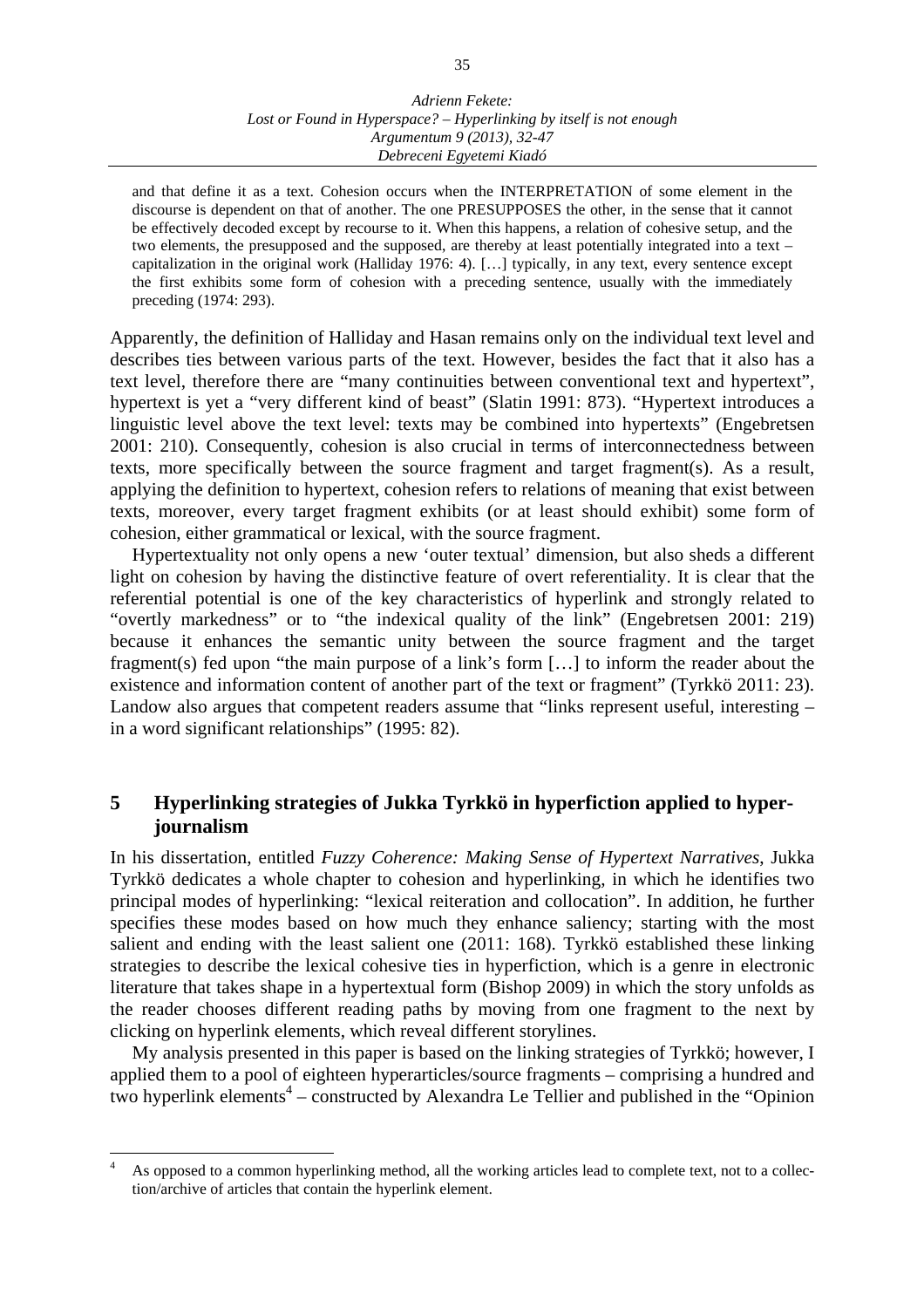> and that define it as a text. Cohesion occurs when the INTERPRETATION of some element in the discourse is dependent on that of another. The one PRESUPPOSES the other, in the sense that it cannot be effectively decoded except by recourse to it. When this happens, a relation of cohesive setup, and the two elements, the presupposed and the supposed, are thereby at least potentially integrated into a text – capitalization in the original work (Halliday 1976: 4). […] typically, in any text, every sentence except the first exhibits some form of cohesion with a preceding sentence, usually with the immediately preceding (1974: 293).

Apparently, the definition of Halliday and Hasan remains only on the individual text level and describes ties between various parts of the text. However, besides the fact that it also has a text level, therefore there are "many continuities between conventional text and hypertext", hypertext is yet a "very different kind of beast" (Slatin 1991: 873). "Hypertext introduces a linguistic level above the text level: texts may be combined into hypertexts" (Engebretsen 2001: 210). Consequently, cohesion is also crucial in terms of interconnectedness between texts, more specifically between the source fragment and target fragment(s). As a result, applying the definition to hypertext, cohesion refers to relations of meaning that exist between texts, moreover, every target fragment exhibits (or at least should exhibit) some form of cohesion, either grammatical or lexical, with the source fragment.

Hypertextuality not only opens a new 'outer textual' dimension, but also sheds a different light on cohesion by having the distinctive feature of overt referentiality. It is clear that the referential potential is one of the key characteristics of hyperlink and strongly related to "overtly markedness" or to "the indexical quality of the link" (Engebretsen 2001: 219) because it enhances the semantic unity between the source fragment and the target fragment(s) fed upon "the main purpose of a link's form […] to inform the reader about the existence and information content of another part of the text or fragment" (Tyrkkö 2011: 23). Landow also argues that competent readers assume that "links represent useful, interesting – in a word significant relationships" (1995: 82).

## 5 Hyperlinking strategies of Jukka Tyrkkö in hyperfiction applied to hyper-journalism

In his dissertation, entitled *Fuzzy Coherence: Making Sense of Hypertext Narratives*, Jukka Tyrkkö dedicates a whole chapter to cohesion and hyperlinking, in which he identifies two principal modes of hyperlinking: "lexical reiteration and collocation". In addition, he further specifies these modes based on how much they enhance saliency; starting with the most salient and ending with the least salient one (2011: 168). Tyrkkö established these linking strategies to describe the lexical cohesive ties in hyperfiction, which is a genre in electronic literature that takes shape in a hypertextual form (Bishop 2009) in which the story unfolds as the reader chooses different reading paths by moving from one fragment to the next by clicking on hyperlink elements, which reveal different storylines.

My analysis presented in this paper is based on the linking strategies of Tyrkkö; however, I applied them to a pool of eighteen hyperarticles/source fragments – comprising a hundred and two hyperlink elements[4] – constructed by Alexandra Le Tellier and published in the "Opinion

---

[4] As opposed to a common hyperlinking method, all the working articles lead to complete text, not to a collection/archive of articles that contain the hyperlink element.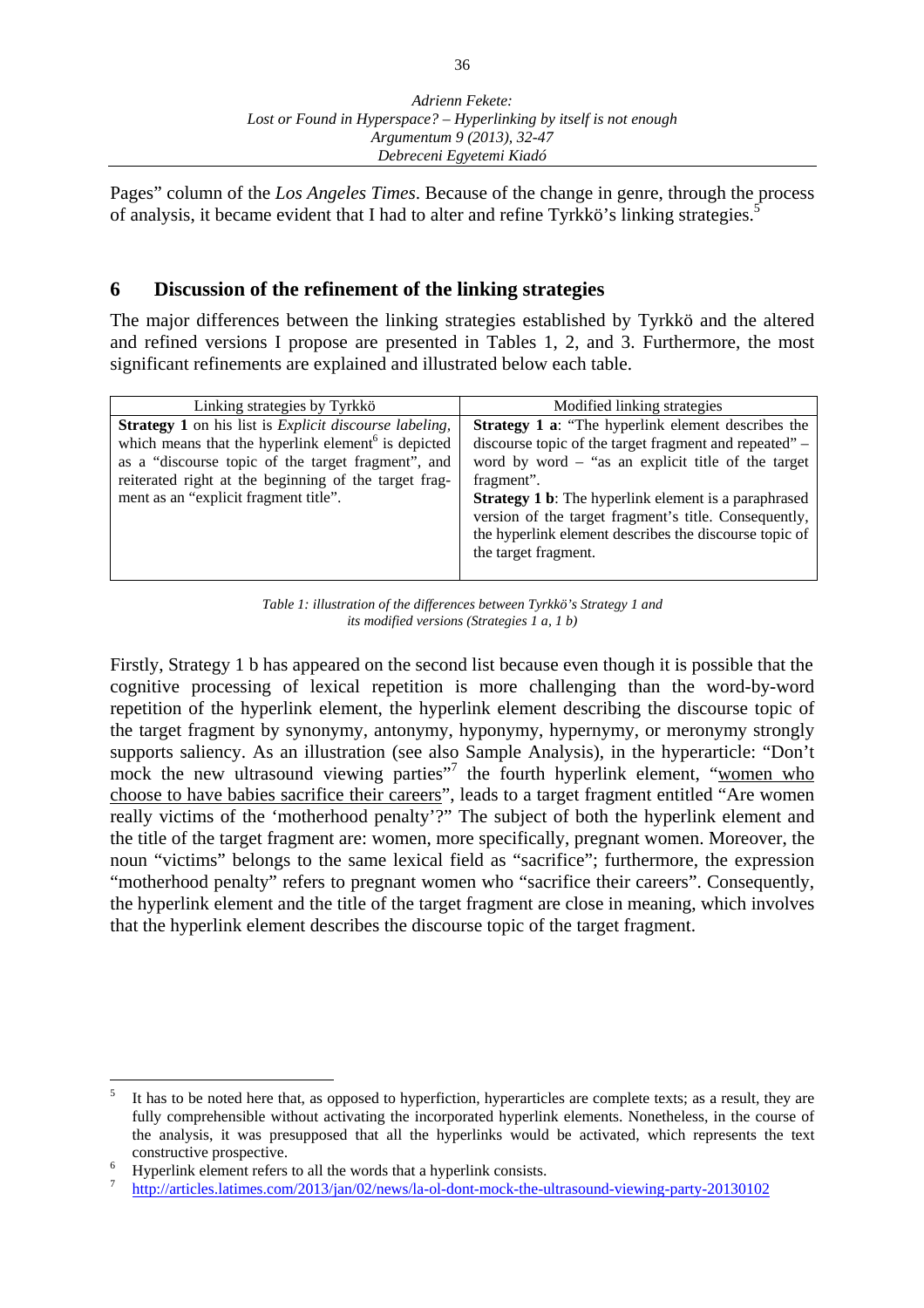Pages" column of the *Los Angeles Times*. Because of the change in genre, through the process of analysis, it became evident that I had to alter and refine Tyrkkö's linking strategies.[5]

## 6 Discussion of the refinement of the linking strategies

The major differences between the linking strategies established by Tyrkkö and the altered and refined versions I propose are presented in Tables 1, 2, and 3. Furthermore, the most significant refinements are explained and illustrated below each table.

| Linking strategies by Tyrkkö | Modified linking strategies |
| --- | --- |
| **Strategy 1** on his list is *Explicit discourse labeling*, which means that the hyperlink element[6] is depicted as a "discourse topic of the target fragment", and reiterated right at the beginning of the target fragment as an "explicit fragment title". | **Strategy 1 a**: "The hyperlink element describes the discourse topic of the target fragment and repeated" – word by word – "as an explicit title of the target fragment". **Strategy 1 b**: The hyperlink element is a paraphrased version of the target fragment's title. Consequently, the hyperlink element describes the discourse topic of the target fragment. |

*Table 1: illustration of the differences between Tyrkkö's Strategy 1 and its modified versions (Strategies 1 a, 1 b)*

Firstly, Strategy 1 b has appeared on the second list because even though it is possible that the cognitive processing of lexical repetition is more challenging than the word-by-word repetition of the hyperlink element, the hyperlink element describing the discourse topic of the target fragment by synonymy, antonymy, hyponymy, hypernymy, or meronymy strongly supports saliency. As an illustration (see also Sample Analysis), in the hyperarticle: "Don't mock the new ultrasound viewing parties"[7] the fourth hyperlink element, "women who choose to have babies sacrifice their careers", leads to a target fragment entitled "Are women really victims of the 'motherhood penalty'?" The subject of both the hyperlink element and the title of the target fragment are: women, more specifically, pregnant women. Moreover, the noun "victims" belongs to the same lexical field as "sacrifice"; furthermore, the expression "motherhood penalty" refers to pregnant women who "sacrifice their careers". Consequently, the hyperlink element and the title of the target fragment are close in meaning, which involves that the hyperlink element describes the discourse topic of the target fragment.

---

[5] It has to be noted here that, as opposed to hyperfiction, hyperarticles are complete texts; as a result, they are fully comprehensible without activating the incorporated hyperlink elements. Nonetheless, in the course of the analysis, it was presupposed that all the hyperlinks would be activated, which represents the text constructive prospective.

[6] Hyperlink element refers to all the words that a hyperlink consists.

[7] http://articles.latimes.com/2013/jan/02/news/la-ol-dont-mock-the-ultrasound-viewing-party-20130102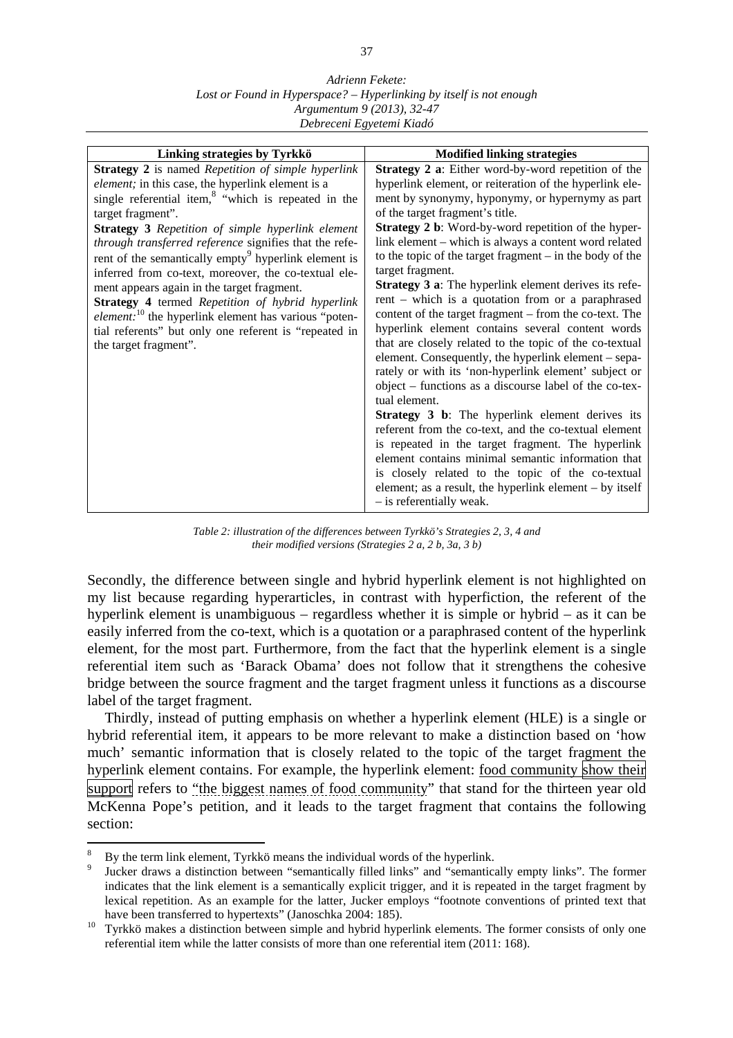| Linking strategies by Tyrkkö | Modified linking strategies |
| --- | --- |
| **Strategy 2** is named *Repetition of simple hyperlink element;* in this case, the hyperlink element is a single referential item,[8] "which is repeated in the target fragment".<br>**Strategy 3** *Repetition of simple hyperlink element through transferred reference* signifies that the referent of the semantically empty[9] hyperlink element is inferred from co-text, moreover, the co-textual element appears again in the target fragment.<br>**Strategy 4** termed *Repetition of hybrid hyperlink element:*[10] the hyperlink element has various "potential referents" but only one referent is "repeated in the target fragment". | **Strategy 2 a**: Either word-by-word repetition of the hyperlink element, or reiteration of the hyperlink element by synonymy, hyponymy, or hypernymy as part of the target fragment's title.<br>**Strategy 2 b**: Word-by-word repetition of the hyperlink element – which is always a content word related to the topic of the target fragment – in the body of the target fragment.<br>**Strategy 3 a**: The hyperlink element derives its referent – which is a quotation from or a paraphrased content of the target fragment – from the co-text. The hyperlink element contains several content words that are closely related to the topic of the co-textual element. Consequently, the hyperlink element – separately or with its 'non-hyperlink element' subject or object – functions as a discourse label of the co-textual element.<br>**Strategy 3 b**: The hyperlink element derives its referent from the co-text, and the co-textual element is repeated in the target fragment. The hyperlink element contains minimal semantic information that is closely related to the topic of the co-textual element; as a result, the hyperlink element – by itself – is referentially weak. |

*Table 2: illustration of the differences between Tyrkkö's Strategies 2, 3, 4 and their modified versions (Strategies 2 a, 2 b, 3a, 3 b)*

Secondly, the difference between single and hybrid hyperlink element is not highlighted on my list because regarding hyperarticles, in contrast with hyperfiction, the referent of the hyperlink element is unambiguous – regardless whether it is simple or hybrid – as it can be easily inferred from the co-text, which is a quotation or a paraphrased content of the hyperlink element, for the most part. Furthermore, from the fact that the hyperlink element is a single referential item such as 'Barack Obama' does not follow that it strengthens the cohesive bridge between the source fragment and the target fragment unless it functions as a discourse label of the target fragment.

Thirdly, instead of putting emphasis on whether a hyperlink element (HLE) is a single or hybrid referential item, it appears to be more relevant to make a distinction based on 'how much' semantic information that is closely related to the topic of the target fragment the hyperlink element contains. For example, the hyperlink element: food community show their support refers to "the biggest names of food community" that stand for the thirteen year old McKenna Pope's petition, and it leads to the target fragment that contains the following section:

[8] By the term link element, Tyrkkö means the individual words of the hyperlink.

[9] Jucker draws a distinction between "semantically filled links" and "semantically empty links". The former indicates that the link element is a semantically explicit trigger, and it is repeated in the target fragment by lexical repetition. As an example for the latter, Jucker employs "footnote conventions of printed text that have been transferred to hypertexts" (Janoschka 2004: 185).

[10] Tyrkkö makes a distinction between simple and hybrid hyperlink elements. The former consists of only one referential item while the latter consists of more than one referential item (2011: 168).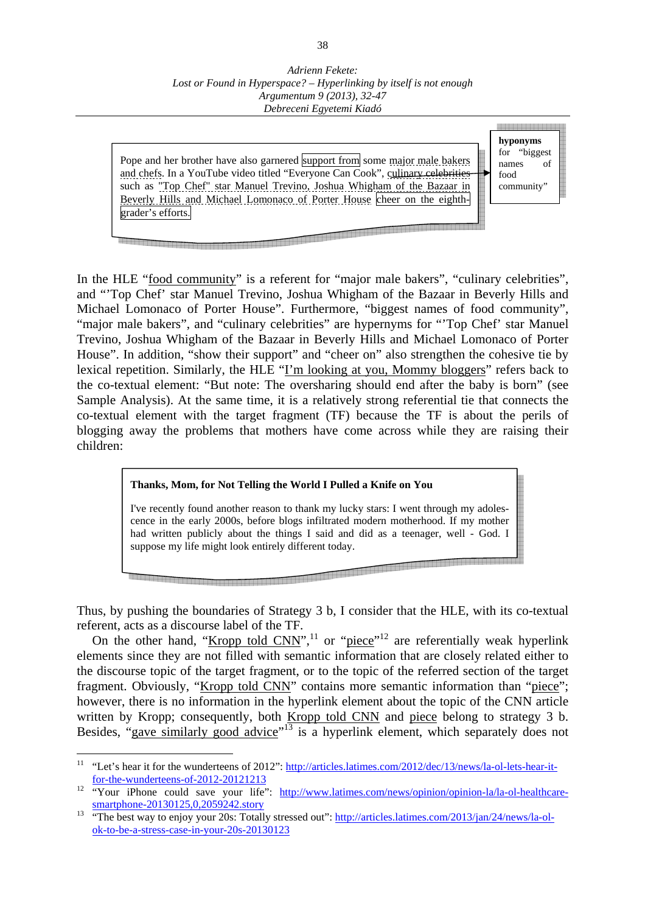> Pope and her brother have also garnered support from some major male bakers and chefs. In a YouTube video titled "Everyone Can Cook", culinary celebrities such as "Top Chef" star Manuel Trevino, Joshua Whigham of the Bazaar in Beverly Hills and Michael Lomonaco of Porter House cheer on the eighth-grader's efforts.

**hyponyms** for "biggest names of food community"

In the HLE "food community" is a referent for "major male bakers", "culinary celebrities", and "'Top Chef' star Manuel Trevino, Joshua Whigham of the Bazaar in Beverly Hills and Michael Lomonaco of Porter House". Furthermore, "biggest names of food community", "major male bakers", and "culinary celebrities" are hypernyms for "'Top Chef' star Manuel Trevino, Joshua Whigham of the Bazaar in Beverly Hills and Michael Lomonaco of Porter House". In addition, "show their support" and "cheer on" also strengthen the cohesive tie by lexical repetition. Similarly, the HLE "I'm looking at you, Mommy bloggers" refers back to the co-textual element: "But note: The oversharing should end after the baby is born" (see Sample Analysis). At the same time, it is a relatively strong referential tie that connects the co-textual element with the target fragment (TF) because the TF is about the perils of blogging away the problems that mothers have come across while they are raising their children:

> **Thanks, Mom, for Not Telling the World I Pulled a Knife on You**
>
> I've recently found another reason to thank my lucky stars: I went through my adolescence in the early 2000s, before blogs infiltrated modern motherhood. If my mother had written publicly about the things I said and did as a teenager, well - God. I suppose my life might look entirely different today.

Thus, by pushing the boundaries of Strategy 3 b, I consider that the HLE, with its co-textual referent, acts as a discourse label of the TF.

On the other hand, "Kropp told CNN",[11] or "piece"[12] are referentially weak hyperlink elements since they are not filled with semantic information that are closely related either to the discourse topic of the target fragment, or to the topic of the referred section of the target fragment. Obviously, "Kropp told CNN" contains more semantic information than "piece"; however, there is no information in the hyperlink element about the topic of the CNN article written by Kropp; consequently, both Kropp told CNN and piece belong to strategy 3 b. Besides, "gave similarly good advice"[13] is a hyperlink element, which separately does not

[11] "Let's hear it for the wunderteens of 2012": http://articles.latimes.com/2012/dec/13/news/la-ol-lets-hear-it-for-the-wunderteens-of-2012-20121213

[12] "Your iPhone could save your life": http://www.latimes.com/news/opinion/opinion-la/la-ol-healthcare-smartphone-20130125,0,2059242.story

[13] "The best way to enjoy your 20s: Totally stressed out": http://articles.latimes.com/2013/jan/24/news/la-ol-ok-to-be-a-stress-case-in-your-20s-20130123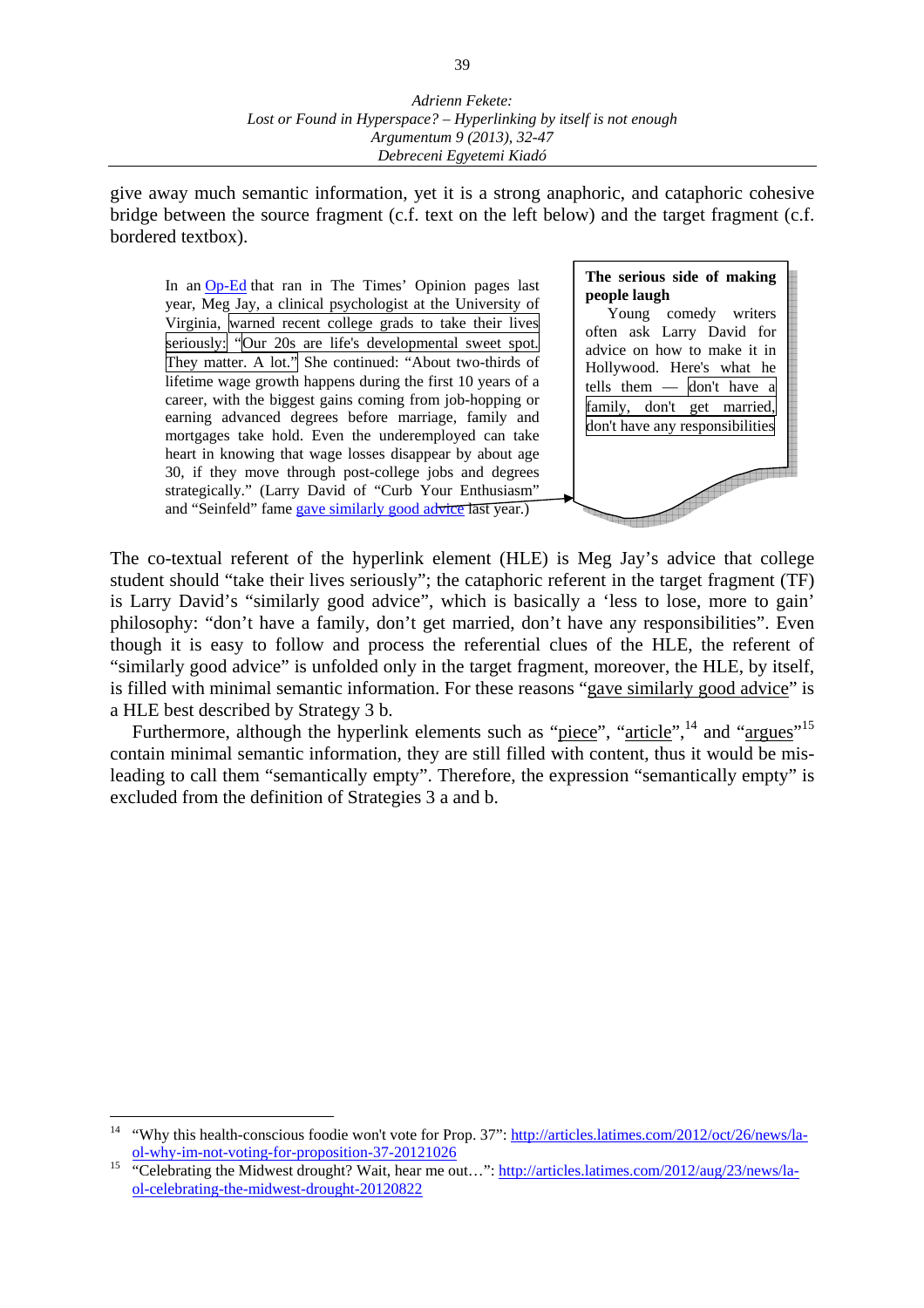give away much semantic information, yet it is a strong anaphoric, and cataphoric cohesive bridge between the source fragment (c.f. text on the left below) and the target fragment (c.f. bordered textbox).

> In an Op-Ed that ran in The Times' Opinion pages last year, Meg Jay, a clinical psychologist at the University of Virginia, warned recent college grads to take their lives seriously: "Our 20s are life's developmental sweet spot. They matter. A lot." She continued: "About two-thirds of lifetime wage growth happens during the first 10 years of a career, with the biggest gains coming from job-hopping or earning advanced degrees before marriage, family and mortgages take hold. Even the underemployed can take heart in knowing that wage losses disappear by about age 30, if they move through post-college jobs and degrees strategically." (Larry David of "Curb Your Enthusiasm" and "Seinfeld" fame gave similarly good advice last year.)

> **The serious side of making people laugh**
>
> Young comedy writers often ask Larry David for advice on how to make it in Hollywood. Here's what he tells them — don't have a family, don't get married, don't have any responsibilities

The co-textual referent of the hyperlink element (HLE) is Meg Jay's advice that college student should "take their lives seriously"; the cataphoric referent in the target fragment (TF) is Larry David's "similarly good advice", which is basically a 'less to lose, more to gain' philosophy: "don't have a family, don't get married, don't have any responsibilities". Even though it is easy to follow and process the referential clues of the HLE, the referent of "similarly good advice" is unfolded only in the target fragment, moreover, the HLE, by itself, is filled with minimal semantic information. For these reasons "gave similarly good advice" is a HLE best described by Strategy 3 b.

Furthermore, although the hyperlink elements such as "piece", "article",[14] and "argues"[15] contain minimal semantic information, they are still filled with content, thus it would be misleading to call them "semantically empty". Therefore, the expression "semantically empty" is excluded from the definition of Strategies 3 a and b.

---

[14] "Why this health-conscious foodie won't vote for Prop. 37": http://articles.latimes.com/2012/oct/26/news/la-ol-why-im-not-voting-for-proposition-37-20121026

[15] "Celebrating the Midwest drought? Wait, hear me out…": http://articles.latimes.com/2012/aug/23/news/la-ol-celebrating-the-midwest-drought-20120822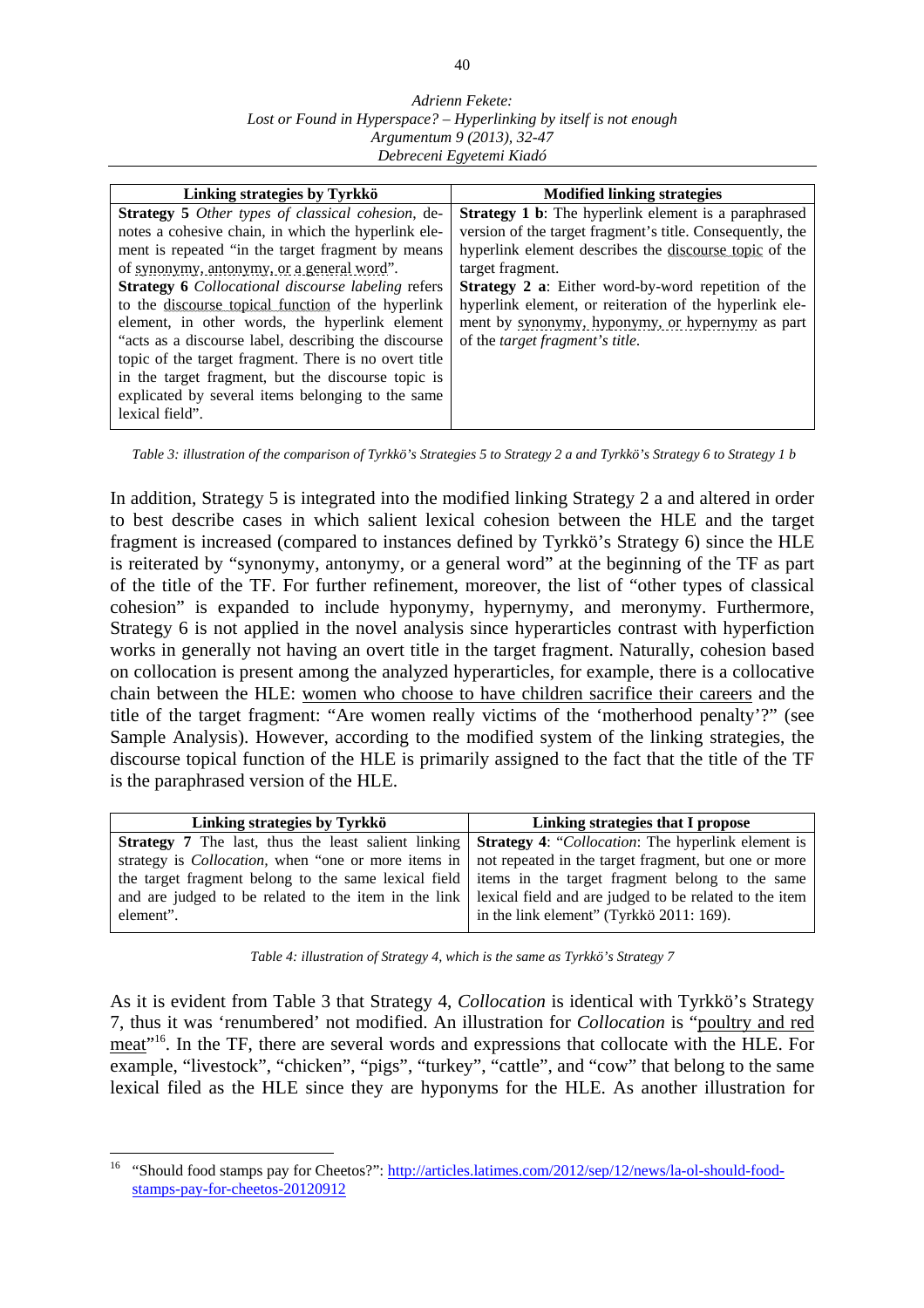| Linking strategies by Tyrkkö | Modified linking strategies |
|---|---|
| **Strategy 5** *Other types of classical cohesion*, denotes a cohesive chain, in which the hyperlink element is repeated "in the target fragment by means of synonymy, antonymy, or a general word". **Strategy 6** *Collocational discourse labeling* refers to the discourse topical function of the hyperlink element, in other words, the hyperlink element "acts as a discourse label, describing the discourse topic of the target fragment. There is no overt title in the target fragment, but the discourse topic is explicated by several items belonging to the same lexical field". | **Strategy 1 b**: The hyperlink element is a paraphrased version of the target fragment's title. Consequently, the hyperlink element describes the discourse topic of the target fragment. **Strategy 2 a**: Either word-by-word repetition of the hyperlink element, or reiteration of the hyperlink element by synonymy, hyponymy, or hypernymy as part of the *target fragment's title*. |

*Table 3: illustration of the comparison of Tyrkkö's Strategies 5 to Strategy 2 a and Tyrkkö's Strategy 6 to Strategy 1 b*

In addition, Strategy 5 is integrated into the modified linking Strategy 2 a and altered in order to best describe cases in which salient lexical cohesion between the HLE and the target fragment is increased (compared to instances defined by Tyrkkö's Strategy 6) since the HLE is reiterated by "synonymy, antonymy, or a general word" at the beginning of the TF as part of the title of the TF. For further refinement, moreover, the list of "other types of classical cohesion" is expanded to include hyponymy, hypernymy, and meronymy. Furthermore, Strategy 6 is not applied in the novel analysis since hyperarticles contrast with hyperfiction works in generally not having an overt title in the target fragment. Naturally, cohesion based on collocation is present among the analyzed hyperarticles, for example, there is a collocative chain between the HLE: women who choose to have children sacrifice their careers and the title of the target fragment: "Are women really victims of the 'motherhood penalty'?" (see Sample Analysis). However, according to the modified system of the linking strategies, the discourse topical function of the HLE is primarily assigned to the fact that the title of the TF is the paraphrased version of the HLE.

| Linking strategies by Tyrkkö | Linking strategies that I propose |
|---|---|
| **Strategy 7** The last, thus the least salient linking strategy is *Collocation*, when "one or more items in the target fragment belong to the same lexical field and are judged to be related to the item in the link element". | **Strategy 4**: "*Collocation*: The hyperlink element is not repeated in the target fragment, but one or more items in the target fragment belong to the same lexical field and are judged to be related to the item in the link element" (Tyrkkö 2011: 169). |

*Table 4: illustration of Strategy 4, which is the same as Tyrkkö's Strategy 7*

As it is evident from Table 3 that Strategy 4, *Collocation* is identical with Tyrkkö's Strategy 7, thus it was 'renumbered' not modified. An illustration for *Collocation* is "poultry and red meat"[16]. In the TF, there are several words and expressions that collocate with the HLE. For example, "livestock", "chicken", "pigs", "turkey", "cattle", and "cow" that belong to the same lexical filed as the HLE since they are hyponyms for the HLE. As another illustration for

[16] "Should food stamps pay for Cheetos?": http://articles.latimes.com/2012/sep/12/news/la-ol-should-food-stamps-pay-for-cheetos-20120912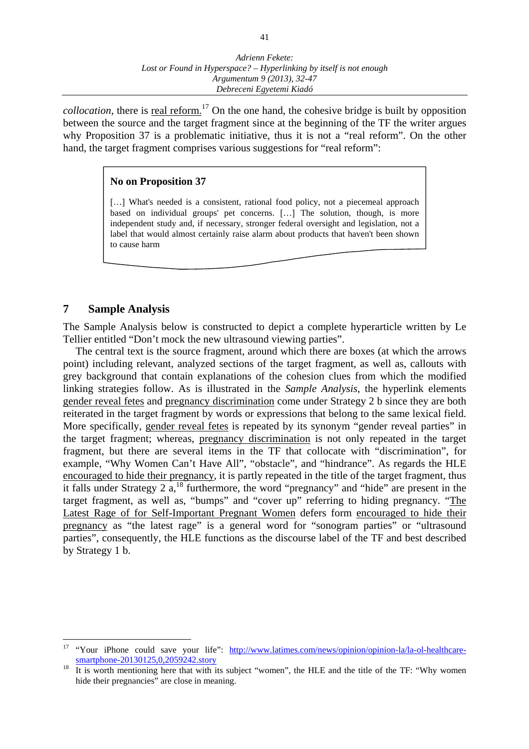*collocation*, there is real reform.[17] On the one hand, the cohesive bridge is built by opposition between the source and the target fragment since at the beginning of the TF the writer argues why Proposition 37 is a problematic initiative, thus it is not a "real reform". On the other hand, the target fragment comprises various suggestions for "real reform":

> **No on Proposition 37**
>
> […] What's needed is a consistent, rational food policy, not a piecemeal approach based on individual groups' pet concerns. […] The solution, though, is more independent study and, if necessary, stronger federal oversight and legislation, not a label that would almost certainly raise alarm about products that haven't been shown to cause harm

## 7 Sample Analysis

The Sample Analysis below is constructed to depict a complete hyperarticle written by Le Tellier entitled "Don't mock the new ultrasound viewing parties".

The central text is the source fragment, around which there are boxes (at which the arrows point) including relevant, analyzed sections of the target fragment, as well as, callouts with grey background that contain explanations of the cohesion clues from which the modified linking strategies follow. As is illustrated in the *Sample Analysis*, the hyperlink elements gender reveal fetes and pregnancy discrimination come under Strategy 2 b since they are both reiterated in the target fragment by words or expressions that belong to the same lexical field. More specifically, gender reveal fetes is repeated by its synonym "gender reveal parties" in the target fragment; whereas, pregnancy discrimination is not only repeated in the target fragment, but there are several items in the TF that collocate with "discrimination", for example, "Why Women Can't Have All", "obstacle", and "hindrance". As regards the HLE encouraged to hide their pregnancy, it is partly repeated in the title of the target fragment, thus it falls under Strategy 2 a,[18] furthermore, the word "pregnancy" and "hide" are present in the target fragment, as well as, "bumps" and "cover up" referring to hiding pregnancy. "The Latest Rage of for Self-Important Pregnant Women defers form encouraged to hide their pregnancy as "the latest rage" is a general word for "sonogram parties" or "ultrasound parties", consequently, the HLE functions as the discourse label of the TF and best described by Strategy 1 b.

---

[17] "Your iPhone could save your life": http://www.latimes.com/news/opinion/opinion-la/la-ol-healthcare-smartphone-20130125,0,2059242.story

[18] It is worth mentioning here that with its subject "women", the HLE and the title of the TF: "Why women hide their pregnancies" are close in meaning.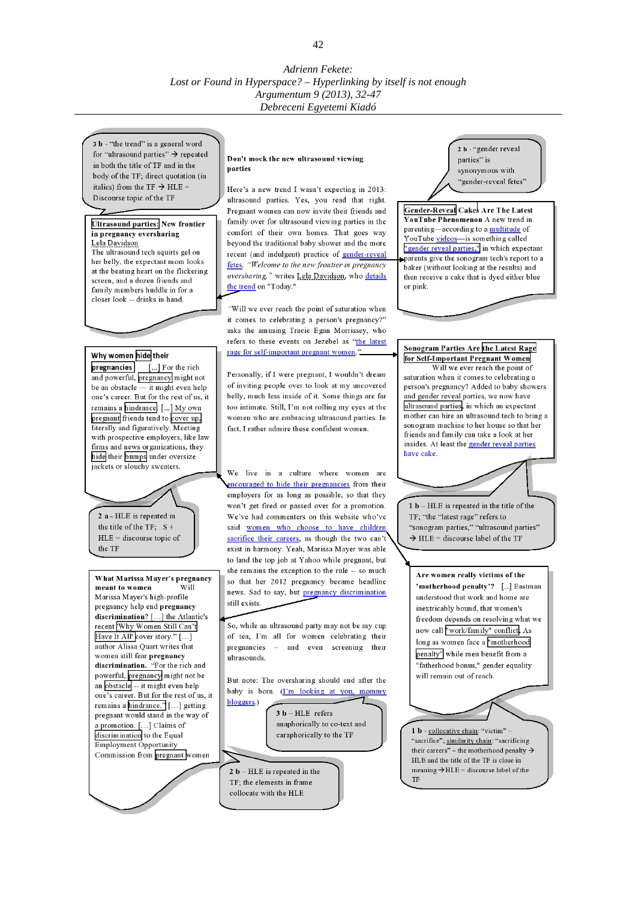3 b - "the trend" is a general word for "ultrasound parties" → repeated in both the title of TF and in the body of the TF; direct quotation (in italics) from the TF → HLE = Discourse topic of the TF

**Ultrasound parties: New frontier in pregnancy oversharing**
Lela Davidson
The ultrasound tech squirts gel on her belly, the expectant mom looks at the beating heart on the flickering screen, and a dozen friends and family members huddle in for a closer look -- drinks in hand.

**Why women hide their pregnancies** [...] For the rich and powerful, pregnancy might not be an obstacle — it might even help one's career. But for the rest of us, it remains a hindrance. [...] My own pregnant friends tend to cover up, literally and figuratively. Meeting with prospective employers, like law firms and news organizations, they hide their bumps under oversize jackets or slouchy sweaters.

2 a - HLE is repeated in the title of the TF; S + HLE = discourse topic of the TF

**What Marissa Mayer's pregnancy meant to women** Will Marissa Mayer's high-profile pregnancy help end **pregnancy discrimination**? [...] the Atlantic's recent 'Why Women Still Can't Have It All' cover story." [...] author Alissa Quart writes that women still fear **pregnancy discrimination.** "For the rich and powerful, pregnancy might not be an obstacle -- it might even help one's career. But for the rest of us, it remains a hindrance." [...] getting pregnant would stand in the way of a promotion. [...] Claims of discrimination to the Equal Employment Opportunity Commission from pregnant women

**Don't mock the new ultrasound viewing parties**

Here's a new trend I wasn't expecting in 2013: ultrasound parties. Yes, you read that right. Pregnant women can now invite their friends and family over for ultrasound viewing parties in the comfort of their own homes. That goes way beyond the traditional baby shower and the more recent (and indulgent) practice of gender-reveal fetes. *"Welcome to the new frontier in pregnancy oversharing,"* writes Lela Davidson, who details the trend on "Today."

"Will we ever reach the point of saturation when it comes to celebrating a person's pregnancy?" asks the amusing Tracie Egan Morrissey, who refers to these events on Jezebel as "the latest rage for self-important pregnant women."

Personally, if I were pregnant, I wouldn't dream of inviting people over to look at my uncovered belly, much less inside of it. Some things are far too intimate. Still, I'm not rolling my eyes at the women who are embracing ultrasound parties. In fact, I rather admire these confident women.

We live in a culture where women are encouraged to hide their pregnancies from their employers for as long as possible, so that they won't get fired or passed over for a promotion. We've had commenters on this website who've said women who choose to have children sacrifice their careers, as though the two can't exist in harmony. Yeah, Marissa Mayer was able to land the top job at Yahoo while pregnant, but she remains the exception to the rule -- so much so that her 2012 pregnancy became headline news. Sad to say, but pregnancy discrimination still exists.

So, while an ultrasound party may not be my cup of tea, I'm all for women celebrating their pregnancies – and even screening their ultrasounds.

But note: The oversharing should end after the baby is born. (I'm looking at you, mommy bloggers.)

3 b – HLE refers anaphorically to co-text and cataphorically to the TF

2 b – HLE is repeated in the TF; the elements in frame collocate with the HLE

2 b - "gender reveal parties" is synonymous with "gender-reveal fetes"

**Gender-Reveal Cakes Are The Latest YouTube Phenomenon** A new trend in parenting—according to a multitude of YouTube videos—is something called "gender reveal parties," in which expectant parents give the sonogram tech's report to a baker (without looking at the results) and then receive a cake that is dyed either blue or pink.

**Sonogram Parties Are the Latest Rage for Self-Important Pregnant Women**
Will we ever reach the point of saturation when it comes to celebrating a person's pregnancy? Added to baby showers and gender reveal parties, we now have ultrasound parties, in which an expectant mother can hire an ultrasound tech to bring a sonogram machine to her house so that her friends and family can take a look at her insides. At least the gender reveal parties have cake.

1 b – HLE is repeated in the title of the TF; "the "latest rage" refers to "sonogram parties," "ultrasound parties" → HLE = discourse label of the TF

**Are women really victims of the 'motherhood penalty'?** [...] Eastman understood that work and home are inextricably bound, that women's freedom depends on resolving what we now call "work/family" conflict. As long as women face a "motherhood penalty" while men benefit from a "fatherhood bonus," gender equality will remain out of reach.

1 b - collocative chain: "victim" – "sacrifice"; similarity chain: "sacrificing their careers" – the motherhood penalty → HLE and the title of the TF is close in meaning → HLE = discourse label of the TF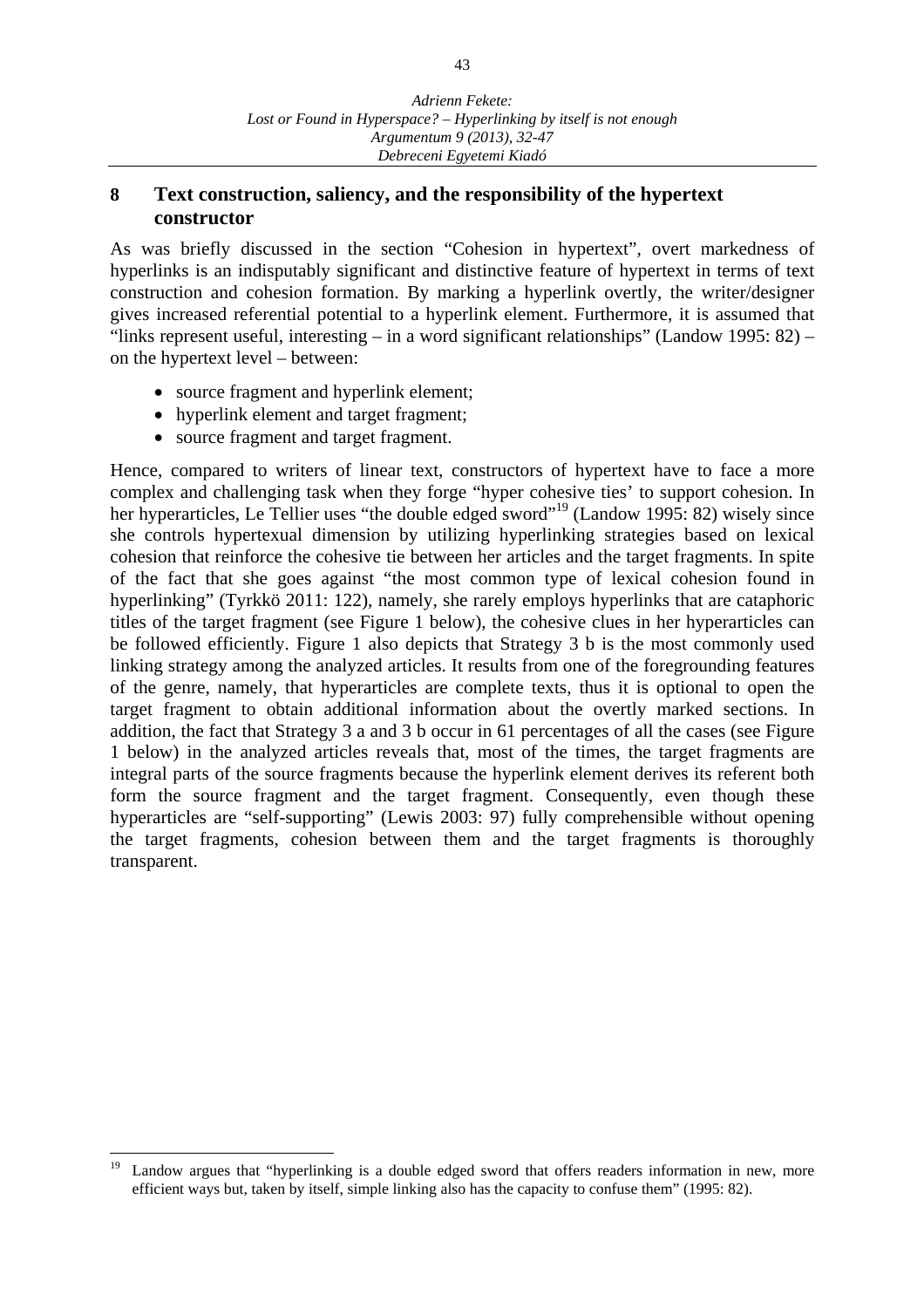## 8 Text construction, saliency, and the responsibility of the hypertext constructor

As was briefly discussed in the section "Cohesion in hypertext", overt markedness of hyperlinks is an indisputably significant and distinctive feature of hypertext in terms of text construction and cohesion formation. By marking a hyperlink overtly, the writer/designer gives increased referential potential to a hyperlink element. Furthermore, it is assumed that "links represent useful, interesting – in a word significant relationships" (Landow 1995: 82) – on the hypertext level – between:

- source fragment and hyperlink element;
- hyperlink element and target fragment;
- source fragment and target fragment.

Hence, compared to writers of linear text, constructors of hypertext have to face a more complex and challenging task when they forge "hyper cohesive ties' to support cohesion. In her hyperarticles, Le Tellier uses "the double edged sword"[19] (Landow 1995: 82) wisely since she controls hypertexual dimension by utilizing hyperlinking strategies based on lexical cohesion that reinforce the cohesive tie between her articles and the target fragments. In spite of the fact that she goes against "the most common type of lexical cohesion found in hyperlinking" (Tyrkkö 2011: 122), namely, she rarely employs hyperlinks that are cataphoric titles of the target fragment (see Figure 1 below), the cohesive clues in her hyperarticles can be followed efficiently. Figure 1 also depicts that Strategy 3 b is the most commonly used linking strategy among the analyzed articles. It results from one of the foregrounding features of the genre, namely, that hyperarticles are complete texts, thus it is optional to open the target fragment to obtain additional information about the overtly marked sections. In addition, the fact that Strategy 3 a and 3 b occur in 61 percentages of all the cases (see Figure 1 below) in the analyzed articles reveals that, most of the times, the target fragments are integral parts of the source fragments because the hyperlink element derives its referent both form the source fragment and the target fragment. Consequently, even though these hyperarticles are "self-supporting" (Lewis 2003: 97) fully comprehensible without opening the target fragments, cohesion between them and the target fragments is thoroughly transparent.

---

[19] Landow argues that "hyperlinking is a double edged sword that offers readers information in new, more efficient ways but, taken by itself, simple linking also has the capacity to confuse them" (1995: 82).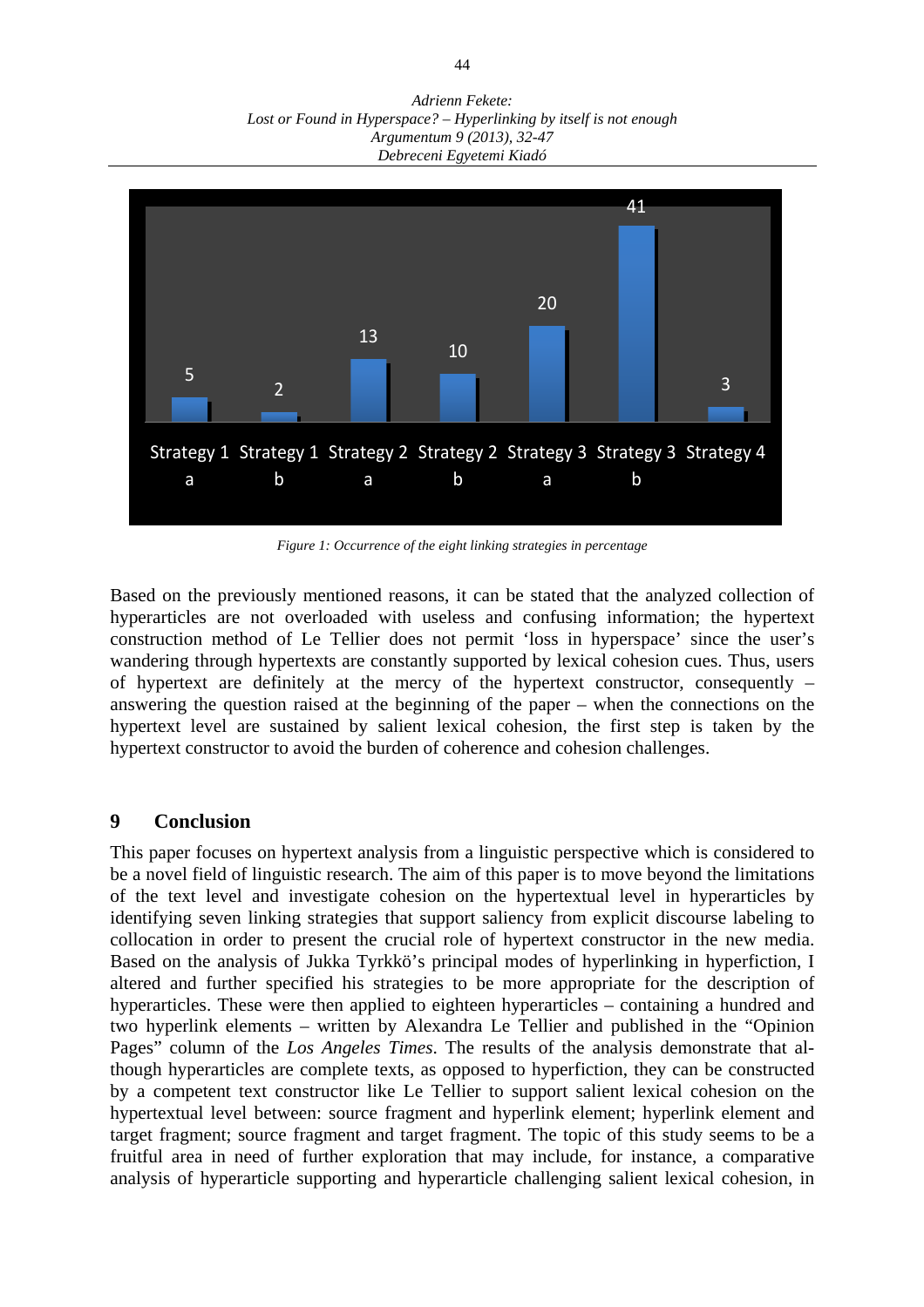| Strategy 1 a | Strategy 1 b | Strategy 2 a | Strategy 2 b | Strategy 3 a | Strategy 3 b | Strategy 4 |
|---|---|---|---|---|---|---|
| 5 | 2 | 13 | 10 | 20 | 41 | 3 |

*Figure 1: Occurrence of the eight linking strategies in percentage*

Based on the previously mentioned reasons, it can be stated that the analyzed collection of hyperarticles are not overloaded with useless and confusing information; the hypertext construction method of Le Tellier does not permit 'loss in hyperspace' since the user's wandering through hypertexts are constantly supported by lexical cohesion cues. Thus, users of hypertext are definitely at the mercy of the hypertext constructor, consequently – answering the question raised at the beginning of the paper – when the connections on the hypertext level are sustained by salient lexical cohesion, the first step is taken by the hypertext constructor to avoid the burden of coherence and cohesion challenges.

## 9 Conclusion

This paper focuses on hypertext analysis from a linguistic perspective which is considered to be a novel field of linguistic research. The aim of this paper is to move beyond the limitations of the text level and investigate cohesion on the hypertextual level in hyperarticles by identifying seven linking strategies that support saliency from explicit discourse labeling to collocation in order to present the crucial role of hypertext constructor in the new media. Based on the analysis of Jukka Tyrkkö's principal modes of hyperlinking in hyperfiction, I altered and further specified his strategies to be more appropriate for the description of hyperarticles. These were then applied to eighteen hyperarticles – containing a hundred and two hyperlink elements – written by Alexandra Le Tellier and published in the "Opinion Pages" column of the *Los Angeles Times*. The results of the analysis demonstrate that although hyperarticles are complete texts, as opposed to hyperfiction, they can be constructed by a competent text constructor like Le Tellier to support salient lexical cohesion on the hypertextual level between: source fragment and hyperlink element; hyperlink element and target fragment; source fragment and target fragment. The topic of this study seems to be a fruitful area in need of further exploration that may include, for instance, a comparative analysis of hyperarticle supporting and hyperarticle challenging salient lexical cohesion, in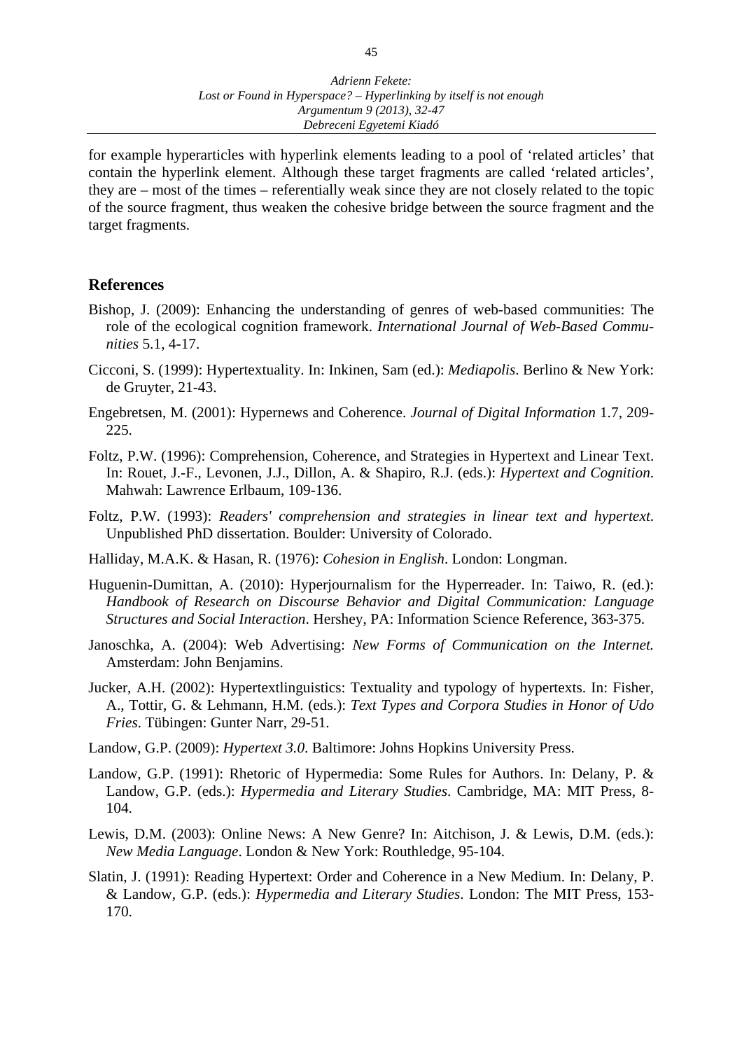for example hyperarticles with hyperlink elements leading to a pool of 'related articles' that contain the hyperlink element. Although these target fragments are called 'related articles', they are – most of the times – referentially weak since they are not closely related to the topic of the source fragment, thus weaken the cohesive bridge between the source fragment and the target fragments.

## References

Bishop, J. (2009): Enhancing the understanding of genres of web-based communities: The role of the ecological cognition framework. *International Journal of Web-Based Communities* 5.1, 4-17.

Cicconi, S. (1999): Hypertextuality. In: Inkinen, Sam (ed.): *Mediapolis*. Berlino & New York: de Gruyter, 21-43.

Engebretsen, M. (2001): Hypernews and Coherence. *Journal of Digital Information* 1.7, 209-225.

Foltz, P.W. (1996): Comprehension, Coherence, and Strategies in Hypertext and Linear Text. In: Rouet, J.-F., Levonen, J.J., Dillon, A. & Shapiro, R.J. (eds.): *Hypertext and Cognition*. Mahwah: Lawrence Erlbaum, 109-136.

Foltz, P.W. (1993): *Readers' comprehension and strategies in linear text and hypertext*. Unpublished PhD dissertation. Boulder: University of Colorado.

Halliday, M.A.K. & Hasan, R. (1976): *Cohesion in English*. London: Longman.

Huguenin-Dumittan, A. (2010): Hyperjournalism for the Hyperreader. In: Taiwo, R. (ed.): *Handbook of Research on Discourse Behavior and Digital Communication: Language Structures and Social Interaction*. Hershey, PA: Information Science Reference, 363-375.

Janoschka, A. (2004): Web Advertising: *New Forms of Communication on the Internet.* Amsterdam: John Benjamins.

Jucker, A.H. (2002): Hypertextlinguistics: Textuality and typology of hypertexts. In: Fisher, A., Tottir, G. & Lehmann, H.M. (eds.): *Text Types and Corpora Studies in Honor of Udo Fries*. Tübingen: Gunter Narr, 29-51.

Landow, G.P. (2009): *Hypertext 3.0*. Baltimore: Johns Hopkins University Press.

Landow, G.P. (1991): Rhetoric of Hypermedia: Some Rules for Authors. In: Delany, P. & Landow, G.P. (eds.): *Hypermedia and Literary Studies*. Cambridge, MA: MIT Press, 8-104.

Lewis, D.M. (2003): Online News: A New Genre? In: Aitchison, J. & Lewis, D.M. (eds.): *New Media Language*. London & New York: Routhledge, 95-104.

Slatin, J. (1991): Reading Hypertext: Order and Coherence in a New Medium. In: Delany, P. & Landow, G.P. (eds.): *Hypermedia and Literary Studies*. London: The MIT Press, 153-170.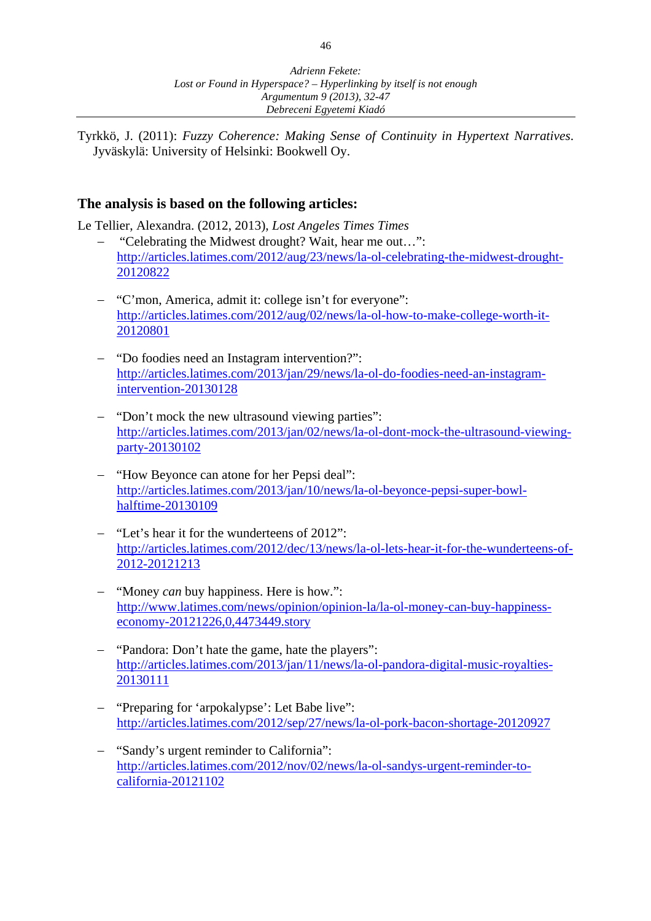Tyrkkö, J. (2011): *Fuzzy Coherence: Making Sense of Continuity in Hypertext Narratives*. Jyväskylä: University of Helsinki: Bookwell Oy.

### The analysis is based on the following articles:

Le Tellier, Alexandra. (2012, 2013), *Lost Angeles Times Times*

- "Celebrating the Midwest drought? Wait, hear me out…": http://articles.latimes.com/2012/aug/23/news/la-ol-celebrating-the-midwest-drought-20120822
- "C'mon, America, admit it: college isn't for everyone": http://articles.latimes.com/2012/aug/02/news/la-ol-how-to-make-college-worth-it-20120801
- "Do foodies need an Instagram intervention?": http://articles.latimes.com/2013/jan/29/news/la-ol-do-foodies-need-an-instagram-intervention-20130128
- "Don't mock the new ultrasound viewing parties": http://articles.latimes.com/2013/jan/02/news/la-ol-dont-mock-the-ultrasound-viewing-party-20130102
- "How Beyonce can atone for her Pepsi deal": http://articles.latimes.com/2013/jan/10/news/la-ol-beyonce-pepsi-super-bowl-halftime-20130109
- "Let's hear it for the wunderteens of 2012": http://articles.latimes.com/2012/dec/13/news/la-ol-lets-hear-it-for-the-wunderteens-of-2012-20121213
- "Money *can* buy happiness. Here is how.": http://www.latimes.com/news/opinion/opinion-la/la-ol-money-can-buy-happiness-economy-20121226,0,4473449.story
- "Pandora: Don't hate the game, hate the players": http://articles.latimes.com/2013/jan/11/news/la-ol-pandora-digital-music-royalties-20130111
- "Preparing for 'arpokalypse': Let Babe live": http://articles.latimes.com/2012/sep/27/news/la-ol-pork-bacon-shortage-20120927
- "Sandy's urgent reminder to California": http://articles.latimes.com/2012/nov/02/news/la-ol-sandys-urgent-reminder-to-california-20121102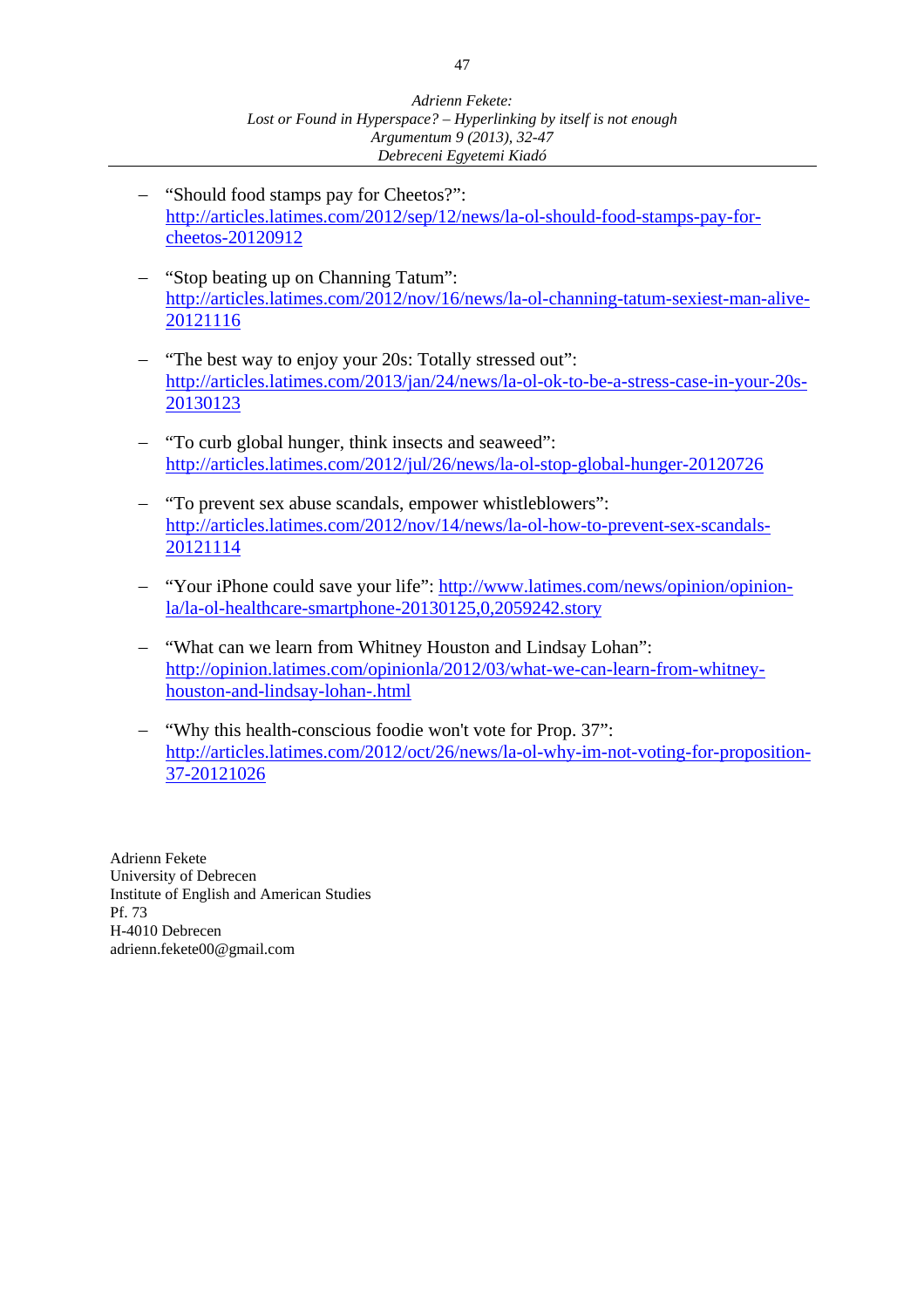- "Should food stamps pay for Cheetos?": http://articles.latimes.com/2012/sep/12/news/la-ol-should-food-stamps-pay-for-cheetos-20120912

- "Stop beating up on Channing Tatum": http://articles.latimes.com/2012/nov/16/news/la-ol-channing-tatum-sexiest-man-alive-20121116

- "The best way to enjoy your 20s: Totally stressed out": http://articles.latimes.com/2013/jan/24/news/la-ol-ok-to-be-a-stress-case-in-your-20s-20130123

- "To curb global hunger, think insects and seaweed": http://articles.latimes.com/2012/jul/26/news/la-ol-stop-global-hunger-20120726

- "To prevent sex abuse scandals, empower whistleblowers": http://articles.latimes.com/2012/nov/14/news/la-ol-how-to-prevent-sex-scandals-20121114

- "Your iPhone could save your life": http://www.latimes.com/news/opinion/opinion-la/la-ol-healthcare-smartphone-20130125,0,2059242.story

- "What can we learn from Whitney Houston and Lindsay Lohan": http://opinion.latimes.com/opinionla/2012/03/what-we-can-learn-from-whitney-houston-and-lindsay-lohan-.html

- "Why this health-conscious foodie won't vote for Prop. 37": http://articles.latimes.com/2012/oct/26/news/la-ol-why-im-not-voting-for-proposition-37-20121026

Adrienn Fekete
University of Debrecen
Institute of English and American Studies
Pf. 73
H-4010 Debrecen
adrienn.fekete00@gmail.com